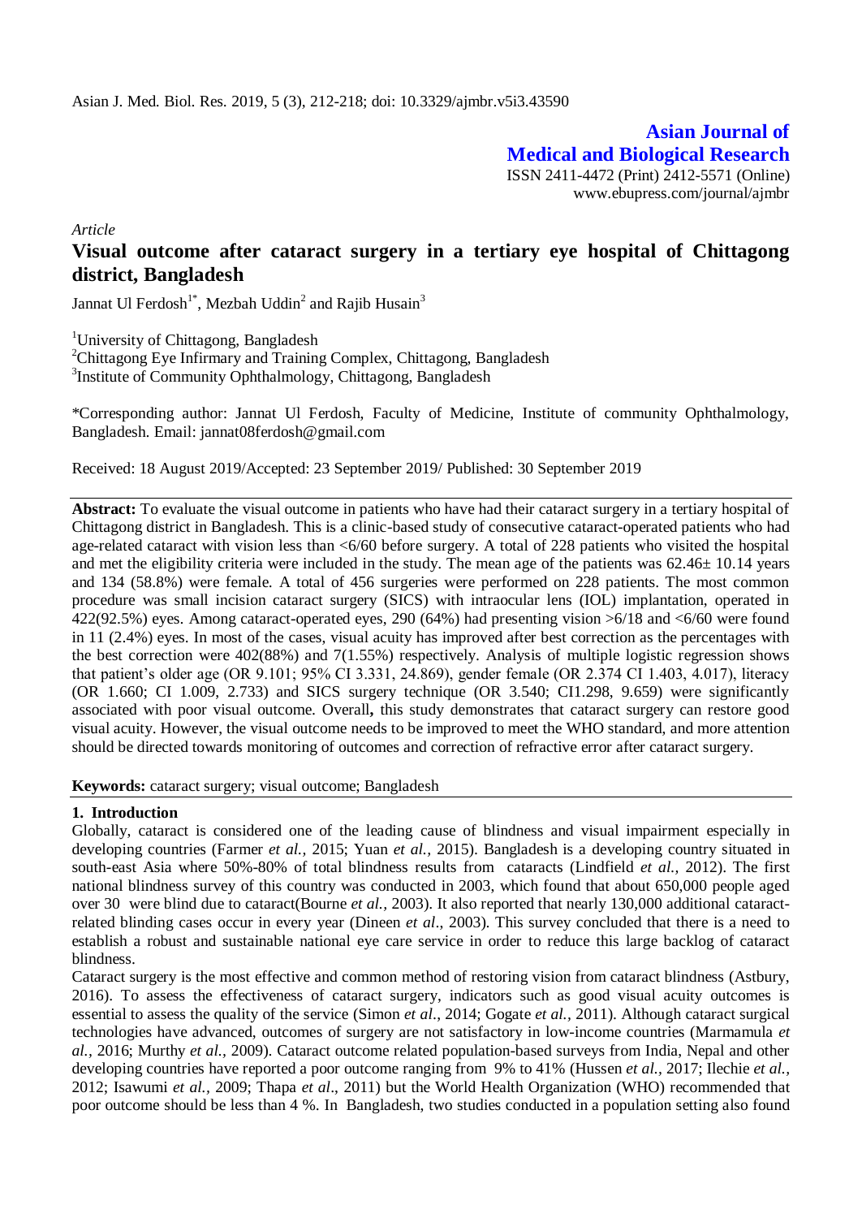Asian J. Med. Biol. Res. 2019, 5 (3), 212-218; doi: 10.3329/ajmbr.v5i3.43590

**Asian Journal of Medical and Biological Research**

ISSN 2411-4472 (Print) 2412-5571 (Online)
www.ebupress.com/journal/ajmbr

*Article*

# Visual outcome after cataract surgery in a tertiary eye hospital of Chittagong district, Bangladesh

Jannat Ul Ferdosh[1*], Mezbah Uddin[2] and Rajib Husain[3]

[1]University of Chittagong, Bangladesh
[2]Chittagong Eye Infirmary and Training Complex, Chittagong, Bangladesh
[3]Institute of Community Ophthalmology, Chittagong, Bangladesh

*Corresponding author: Jannat Ul Ferdosh, Faculty of Medicine, Institute of community Ophthalmology, Bangladesh. Email: jannat08ferdosh@gmail.com

Received: 18 August 2019/Accepted: 23 September 2019/ Published: 30 September 2019

**Abstract:** To evaluate the visual outcome in patients who have had their cataract surgery in a tertiary hospital of Chittagong district in Bangladesh. This is a clinic-based study of consecutive cataract-operated patients who had age-related cataract with vision less than <6/60 before surgery. A total of 228 patients who visited the hospital and met the eligibility criteria were included in the study. The mean age of the patients was 62.46± 10.14 years and 134 (58.8%) were female. A total of 456 surgeries were performed on 228 patients. The most common procedure was small incision cataract surgery (SICS) with intraocular lens (IOL) implantation, operated in 422(92.5%) eyes. Among cataract-operated eyes, 290 (64%) had presenting vision >6/18 and <6/60 were found in 11 (2.4%) eyes. In most of the cases, visual acuity has improved after best correction as the percentages with the best correction were 402(88%) and 7(1.55%) respectively. Analysis of multiple logistic regression shows that patient's older age (OR 9.101; 95% CI 3.331, 24.869), gender female (OR 2.374 CI 1.403, 4.017), literacy (OR 1.660; CI 1.009, 2.733) and SICS surgery technique (OR 3.540; CI1.298, 9.659) were significantly associated with poor visual outcome. Overall**,** this study demonstrates that cataract surgery can restore good visual acuity. However, the visual outcome needs to be improved to meet the WHO standard, and more attention should be directed towards monitoring of outcomes and correction of refractive error after cataract surgery.

**Keywords:** cataract surgery; visual outcome; Bangladesh

## 1. Introduction

Globally, cataract is considered one of the leading cause of blindness and visual impairment especially in developing countries (Farmer *et al.,* 2015; Yuan *et al.,* 2015). Bangladesh is a developing country situated in south-east Asia where 50%-80% of total blindness results from cataracts (Lindfield *et al.,* 2012). The first national blindness survey of this country was conducted in 2003, which found that about 650,000 people aged over 30 were blind due to cataract(Bourne *et al.,* 2003). It also reported that nearly 130,000 additional cataract-related blinding cases occur in every year (Dineen *et al*., 2003). This survey concluded that there is a need to establish a robust and sustainable national eye care service in order to reduce this large backlog of cataract blindness.

Cataract surgery is the most effective and common method of restoring vision from cataract blindness (Astbury, 2016). To assess the effectiveness of cataract surgery, indicators such as good visual acuity outcomes is essential to assess the quality of the service (Simon *et al*., 2014; Gogate *et al.,* 2011). Although cataract surgical technologies have advanced, outcomes of surgery are not satisfactory in low-income countries (Marmamula *et al.,* 2016; Murthy *et al.,* 2009). Cataract outcome related population-based surveys from India, Nepal and other developing countries have reported a poor outcome ranging from 9% to 41% (Hussen *et al.,* 2017; Ilechie *et al.,* 2012; Isawumi *et al.,* 2009; Thapa *et al*., 2011) but the World Health Organization (WHO) recommended that poor outcome should be less than 4 %. In Bangladesh, two studies conducted in a population setting also found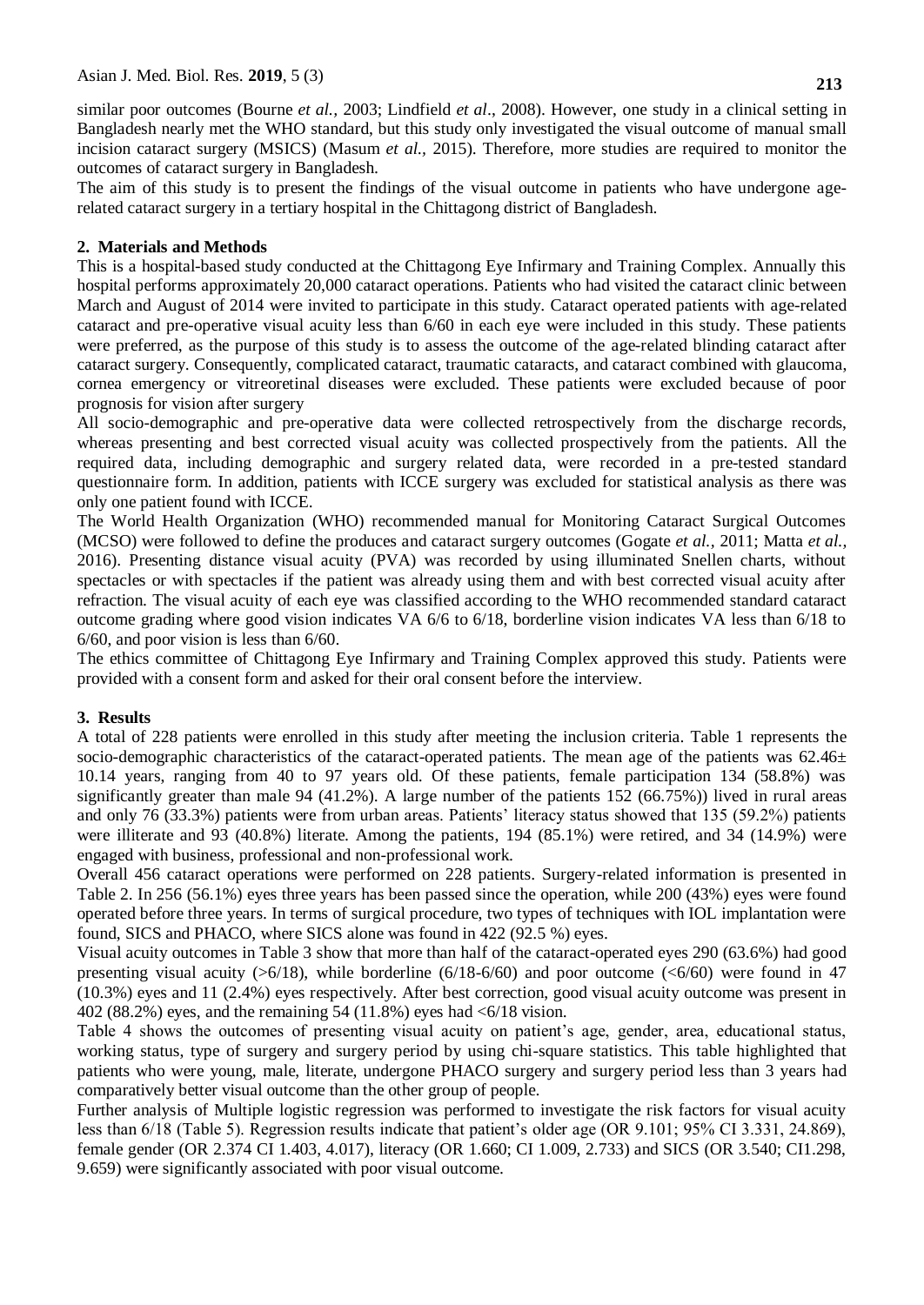similar poor outcomes (Bourne *et al.,* 2003; Lindfield *et al*., 2008). However, one study in a clinical setting in Bangladesh nearly met the WHO standard, but this study only investigated the visual outcome of manual small incision cataract surgery (MSICS) (Masum *et al.,* 2015). Therefore, more studies are required to monitor the outcomes of cataract surgery in Bangladesh.

The aim of this study is to present the findings of the visual outcome in patients who have undergone age-related cataract surgery in a tertiary hospital in the Chittagong district of Bangladesh.

## 2. Materials and Methods

This is a hospital-based study conducted at the Chittagong Eye Infirmary and Training Complex. Annually this hospital performs approximately 20,000 cataract operations. Patients who had visited the cataract clinic between March and August of 2014 were invited to participate in this study. Cataract operated patients with age-related cataract and pre-operative visual acuity less than 6/60 in each eye were included in this study. These patients were preferred, as the purpose of this study is to assess the outcome of the age-related blinding cataract after cataract surgery. Consequently, complicated cataract, traumatic cataracts, and cataract combined with glaucoma, cornea emergency or vitreoretinal diseases were excluded. These patients were excluded because of poor prognosis for vision after surgery

All socio-demographic and pre-operative data were collected retrospectively from the discharge records, whereas presenting and best corrected visual acuity was collected prospectively from the patients. All the required data, including demographic and surgery related data, were recorded in a pre-tested standard questionnaire form. In addition, patients with ICCE surgery was excluded for statistical analysis as there was only one patient found with ICCE.

The World Health Organization (WHO) recommended manual for Monitoring Cataract Surgical Outcomes (MCSO) were followed to define the produces and cataract surgery outcomes (Gogate *et al.*, 2011; Matta *et al.*, 2016). Presenting distance visual acuity (PVA) was recorded by using illuminated Snellen charts, without spectacles or with spectacles if the patient was already using them and with best corrected visual acuity after refraction. The visual acuity of each eye was classified according to the WHO recommended standard cataract outcome grading where good vision indicates VA 6/6 to 6/18, borderline vision indicates VA less than 6/18 to 6/60, and poor vision is less than 6/60.

The ethics committee of Chittagong Eye Infirmary and Training Complex approved this study. Patients were provided with a consent form and asked for their oral consent before the interview.

## 3. Results

A total of 228 patients were enrolled in this study after meeting the inclusion criteria. Table 1 represents the socio-demographic characteristics of the cataract-operated patients. The mean age of the patients was 62.46± 10.14 years, ranging from 40 to 97 years old. Of these patients, female participation 134 (58.8%) was significantly greater than male 94 (41.2%). A large number of the patients 152 (66.75%)) lived in rural areas and only 76 (33.3%) patients were from urban areas. Patients' literacy status showed that 135 (59.2%) patients were illiterate and 93 (40.8%) literate. Among the patients, 194 (85.1%) were retired, and 34 (14.9%) were engaged with business, professional and non-professional work.

Overall 456 cataract operations were performed on 228 patients. Surgery-related information is presented in Table 2. In 256 (56.1%) eyes three years has been passed since the operation, while 200 (43%) eyes were found operated before three years. In terms of surgical procedure, two types of techniques with IOL implantation were found, SICS and PHACO, where SICS alone was found in 422 (92.5 %) eyes.

Visual acuity outcomes in Table 3 show that more than half of the cataract-operated eyes 290 (63.6%) had good presenting visual acuity (>6/18), while borderline (6/18-6/60) and poor outcome (<6/60) were found in 47 (10.3%) eyes and 11 (2.4%) eyes respectively. After best correction, good visual acuity outcome was present in 402 (88.2%) eyes, and the remaining 54 (11.8%) eyes had <6/18 vision.

Table 4 shows the outcomes of presenting visual acuity on patient's age, gender, area, educational status, working status, type of surgery and surgery period by using chi-square statistics. This table highlighted that patients who were young, male, literate, undergone PHACO surgery and surgery period less than 3 years had comparatively better visual outcome than the other group of people.

Further analysis of Multiple logistic regression was performed to investigate the risk factors for visual acuity less than 6/18 (Table 5). Regression results indicate that patient's older age (OR 9.101; 95% CI 3.331, 24.869), female gender (OR 2.374 CI 1.403, 4.017), literacy (OR 1.660; CI 1.009, 2.733) and SICS (OR 3.540; CI1.298, 9.659) were significantly associated with poor visual outcome.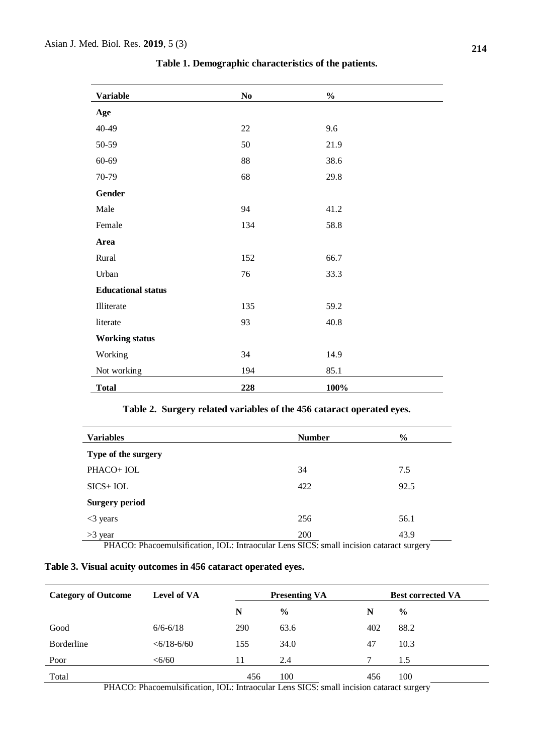**Table 1. Demographic characteristics of the patients.**

| Variable | No | % |
|---|---|---|
| **Age** | | |
| 40-49 | 22 | 9.6 |
| 50-59 | 50 | 21.9 |
| 60-69 | 88 | 38.6 |
| 70-79 | 68 | 29.8 |
| **Gender** | | |
| Male | 94 | 41.2 |
| Female | 134 | 58.8 |
| **Area** | | |
| Rural | 152 | 66.7 |
| Urban | 76 | 33.3 |
| **Educational status** | | |
| Illiterate | 135 | 59.2 |
| literate | 93 | 40.8 |
| **Working status** | | |
| Working | 34 | 14.9 |
| Not working | 194 | 85.1 |
| **Total** | **228** | **100%** |

**Table 2. Surgery related variables of the 456 cataract operated eyes.**

| Variables | Number | % |
|---|---|---|
| **Type of the surgery** | | |
| PHACO+ IOL | 34 | 7.5 |
| SICS+ IOL | 422 | 92.5 |
| **Surgery period** | | |
| <3 years | 256 | 56.1 |
| >3 year | 200 | 43.9 |

PHACO: Phacoemulsification, IOL: Intraocular Lens SICS: small incision cataract surgery

**Table 3. Visual acuity outcomes in 456 cataract operated eyes.**

| Category of Outcome | Level of VA | Presenting VA | | Best corrected VA | |
|---|---|---|---|---|---|
| | | N | % | N | % |
| Good | 6/6-6/18 | 290 | 63.6 | 402 | 88.2 |
| Borderline | <6/18-6/60 | 155 | 34.0 | 47 | 10.3 |
| Poor | <6/60 | 11 | 2.4 | 7 | 1.5 |
| Total | | 456 | 100 | 456 | 100 |

PHACO: Phacoemulsification, IOL: Intraocular Lens SICS: small incision cataract surgery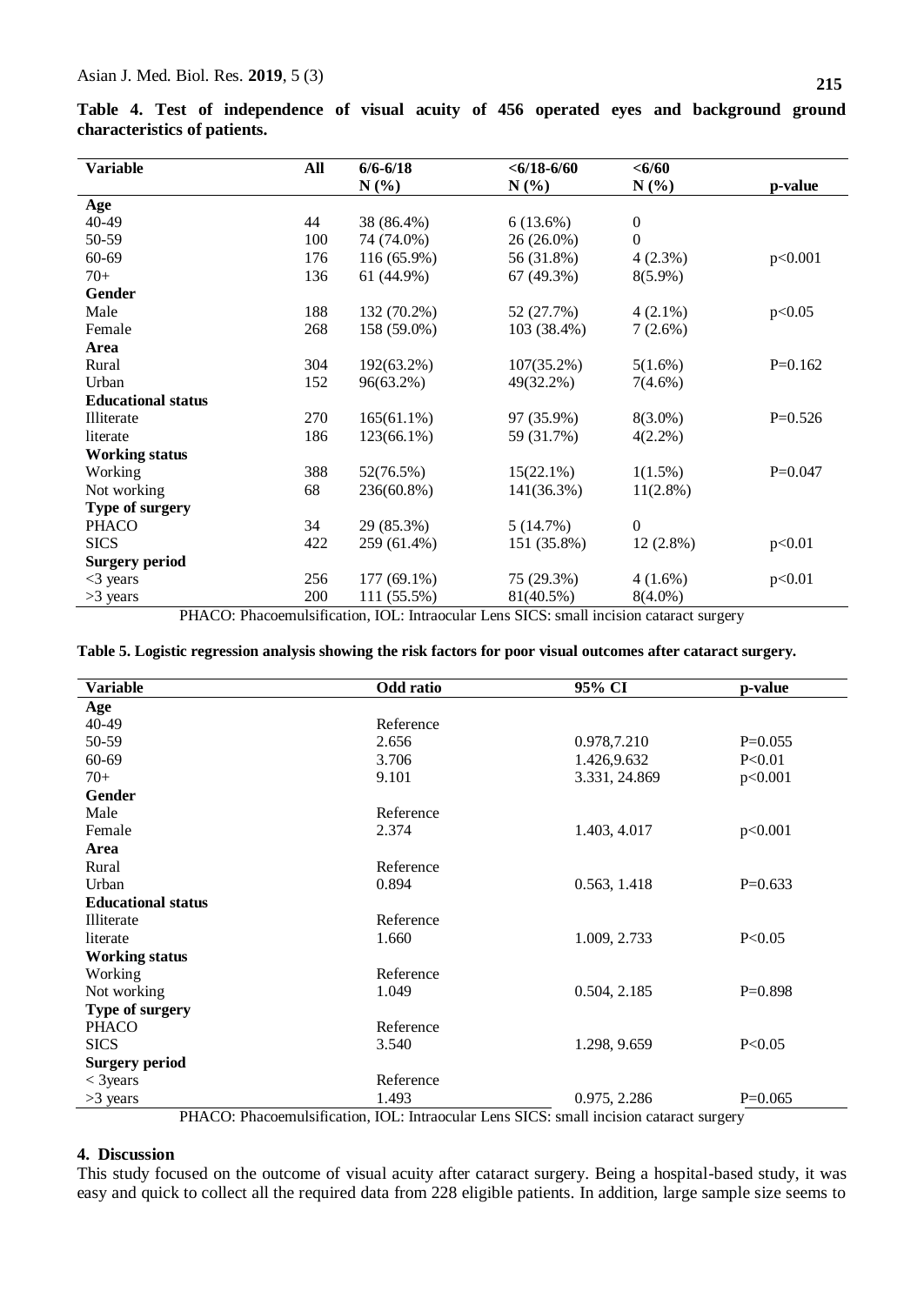**Table 4. Test of independence of visual acuity of 456 operated eyes and background ground characteristics of patients.**

| Variable | All | 6/6-6/18 N (%) | <6/18-6/60 N (%) | <6/60 N (%) | p-value |
|---|---|---|---|---|---|
| **Age** | | | | | |
| 40-49 | 44 | 38 (86.4%) | 6 (13.6%) | 0 | |
| 50-59 | 100 | 74 (74.0%) | 26 (26.0%) | 0 | |
| 60-69 | 176 | 116 (65.9%) | 56 (31.8%) | 4 (2.3%) | p<0.001 |
| 70+ | 136 | 61 (44.9%) | 67 (49.3%) | 8(5.9%) | |
| **Gender** | | | | | |
| Male | 188 | 132 (70.2%) | 52 (27.7%) | 4 (2.1%) | p<0.05 |
| Female | 268 | 158 (59.0%) | 103 (38.4%) | 7 (2.6%) | |
| **Area** | | | | | |
| Rural | 304 | 192(63.2%) | 107(35.2%) | 5(1.6%) | P=0.162 |
| Urban | 152 | 96(63.2%) | 49(32.2%) | 7(4.6%) | |
| **Educational status** | | | | | |
| Illiterate | 270 | 165(61.1%) | 97 (35.9%) | 8(3.0%) | P=0.526 |
| literate | 186 | 123(66.1%) | 59 (31.7%) | 4(2.2%) | |
| **Working status** | | | | | |
| Working | 388 | 52(76.5%) | 15(22.1%) | 1(1.5%) | P=0.047 |
| Not working | 68 | 236(60.8%) | 141(36.3%) | 11(2.8%) | |
| **Type of surgery** | | | | | |
| PHACO | 34 | 29 (85.3%) | 5 (14.7%) | 0 | |
| SICS | 422 | 259 (61.4%) | 151 (35.8%) | 12 (2.8%) | p<0.01 |
| **Surgery period** | | | | | |
| <3 years | 256 | 177 (69.1%) | 75 (29.3%) | 4 (1.6%) | p<0.01 |
| >3 years | 200 | 111 (55.5%) | 81(40.5%) | 8(4.0%) | |

PHACO: Phacoemulsification, IOL: Intraocular Lens SICS: small incision cataract surgery

**Table 5. Logistic regression analysis showing the risk factors for poor visual outcomes after cataract surgery.**

| Variable | Odd ratio | 95% CI | p-value |
|---|---|---|---|
| **Age** | | | |
| 40-49 | Reference | | |
| 50-59 | 2.656 | 0.978,7.210 | P=0.055 |
| 60-69 | 3.706 | 1.426,9.632 | P<0.01 |
| 70+ | 9.101 | 3.331, 24.869 | p<0.001 |
| **Gender** | | | |
| Male | Reference | | |
| Female | 2.374 | 1.403, 4.017 | p<0.001 |
| **Area** | | | |
| Rural | Reference | | |
| Urban | 0.894 | 0.563, 1.418 | P=0.633 |
| **Educational status** | | | |
| Illiterate | Reference | | |
| literate | 1.660 | 1.009, 2.733 | P<0.05 |
| **Working status** | | | |
| Working | Reference | | |
| Not working | 1.049 | 0.504, 2.185 | P=0.898 |
| **Type of surgery** | | | |
| PHACO | Reference | | |
| SICS | 3.540 | 1.298, 9.659 | P<0.05 |
| **Surgery period** | | | |
| < 3years | Reference | | |
| >3 years | 1.493 | 0.975, 2.286 | P=0.065 |

PHACO: Phacoemulsification, IOL: Intraocular Lens SICS: small incision cataract surgery

## 4. Discussion

This study focused on the outcome of visual acuity after cataract surgery. Being a hospital-based study, it was easy and quick to collect all the required data from 228 eligible patients. In addition, large sample size seems to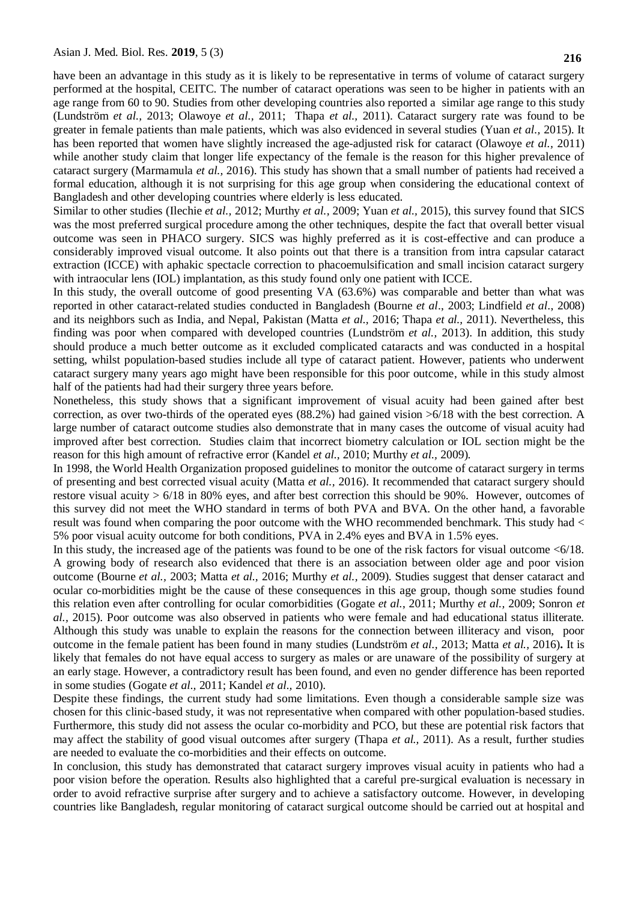have been an advantage in this study as it is likely to be representative in terms of volume of cataract surgery performed at the hospital, CEITC. The number of cataract operations was seen to be higher in patients with an age range from 60 to 90. Studies from other developing countries also reported a similar age range to this study (Lundström *et al.,* 2013; Olawoye *et al.,* 2011; Thapa *et al.,* 2011). Cataract surgery rate was found to be greater in female patients than male patients, which was also evidenced in several studies (Yuan *et al.,* 2015). It has been reported that women have slightly increased the age-adjusted risk for cataract (Olawoye *et al.,* 2011) while another study claim that longer life expectancy of the female is the reason for this higher prevalence of cataract surgery (Marmamula *et al.,* 2016). This study has shown that a small number of patients had received a formal education, although it is not surprising for this age group when considering the educational context of Bangladesh and other developing countries where elderly is less educated.

Similar to other studies (Ilechie *et al.,* 2012; Murthy *et al.,* 2009; Yuan *et al.,* 2015), this survey found that SICS was the most preferred surgical procedure among the other techniques, despite the fact that overall better visual outcome was seen in PHACO surgery. SICS was highly preferred as it is cost-effective and can produce a considerably improved visual outcome. It also points out that there is a transition from intra capsular cataract extraction (ICCE) with aphakic spectacle correction to phacoemulsification and small incision cataract surgery with intraocular lens (IOL) implantation, as this study found only one patient with ICCE.

In this study, the overall outcome of good presenting VA (63.6%) was comparable and better than what was reported in other cataract-related studies conducted in Bangladesh (Bourne *et al*., 2003; Lindfield *et al*., 2008) and its neighbors such as India, and Nepal, Pakistan (Matta *et al.,* 2016; Thapa *et al.,* 2011). Nevertheless, this finding was poor when compared with developed countries (Lundström *et al.,* 2013). In addition, this study should produce a much better outcome as it excluded complicated cataracts and was conducted in a hospital setting, whilst population-based studies include all type of cataract patient. However, patients who underwent cataract surgery many years ago might have been responsible for this poor outcome, while in this study almost half of the patients had had their surgery three years before.

Nonetheless, this study shows that a significant improvement of visual acuity had been gained after best correction, as over two-thirds of the operated eyes (88.2%) had gained vision >6/18 with the best correction. A large number of cataract outcome studies also demonstrate that in many cases the outcome of visual acuity had improved after best correction. Studies claim that incorrect biometry calculation or IOL section might be the reason for this high amount of refractive error (Kandel *et al.,* 2010; Murthy *et al.,* 2009).

In 1998, the World Health Organization proposed guidelines to monitor the outcome of cataract surgery in terms of presenting and best corrected visual acuity (Matta *et al.,* 2016). It recommended that cataract surgery should restore visual acuity > 6/18 in 80% eyes, and after best correction this should be 90%. However, outcomes of this survey did not meet the WHO standard in terms of both PVA and BVA. On the other hand, a favorable result was found when comparing the poor outcome with the WHO recommended benchmark. This study had < 5% poor visual acuity outcome for both conditions, PVA in 2.4% eyes and BVA in 1.5% eyes.

In this study, the increased age of the patients was found to be one of the risk factors for visual outcome <6/18. A growing body of research also evidenced that there is an association between older age and poor vision outcome (Bourne *et al.,* 2003; Matta *et al.,* 2016; Murthy *et al.,* 2009). Studies suggest that denser cataract and ocular co-morbidities might be the cause of these consequences in this age group, though some studies found this relation even after controlling for ocular comorbidities (Gogate *et al.,* 2011; Murthy *et al.,* 2009; Sonron *et al.,* 2015). Poor outcome was also observed in patients who were female and had educational status illiterate. Although this study was unable to explain the reasons for the connection between illiteracy and vison, poor outcome in the female patient has been found in many studies (Lundström *et al.,* 2013; Matta *et al.,* 2016). It is likely that females do not have equal access to surgery as males or are unaware of the possibility of surgery at an early stage. However, a contradictory result has been found, and even no gender difference has been reported in some studies (Gogate *et al.,* 2011; Kandel *et al.,* 2010).

Despite these findings, the current study had some limitations. Even though a considerable sample size was chosen for this clinic-based study, it was not representative when compared with other population-based studies. Furthermore, this study did not assess the ocular co-morbidity and PCO, but these are potential risk factors that may affect the stability of good visual outcomes after surgery (Thapa *et al.,* 2011). As a result, further studies are needed to evaluate the co-morbidities and their effects on outcome.

In conclusion, this study has demonstrated that cataract surgery improves visual acuity in patients who had a poor vision before the operation. Results also highlighted that a careful pre-surgical evaluation is necessary in order to avoid refractive surprise after surgery and to achieve a satisfactory outcome. However, in developing countries like Bangladesh, regular monitoring of cataract surgical outcome should be carried out at hospital and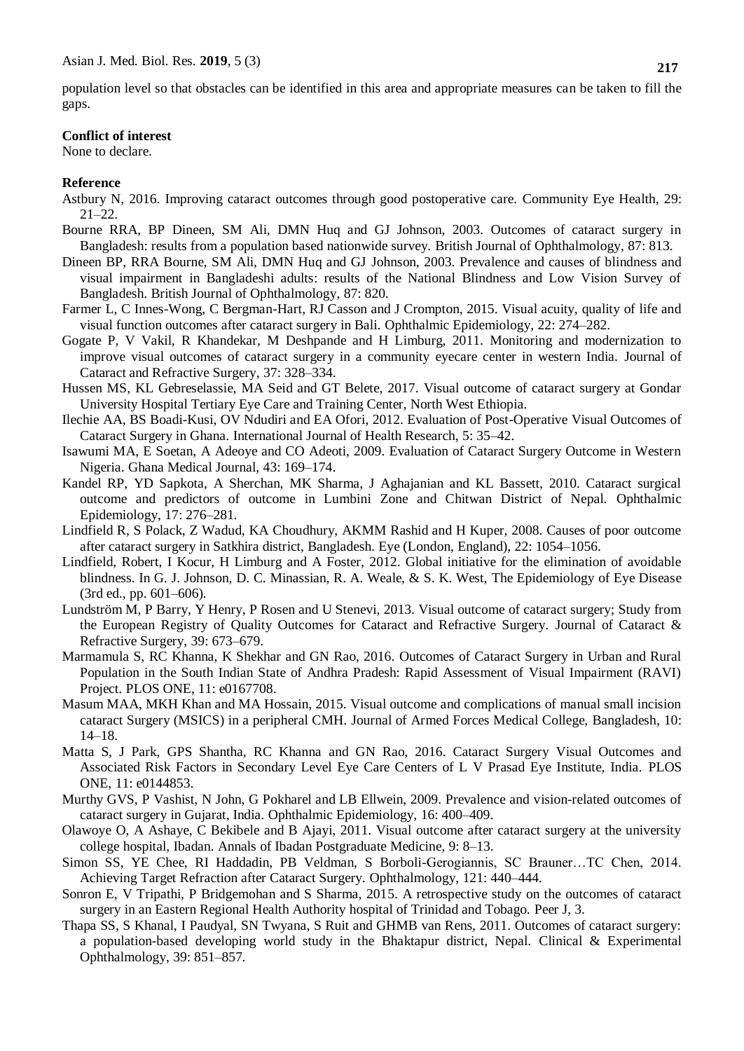population level so that obstacles can be identified in this area and appropriate measures can be taken to fill the gaps.

**Conflict of interest**

None to declare.

**Reference**

Astbury N, 2016. Improving cataract outcomes through good postoperative care. Community Eye Health, 29: 21–22.

Bourne RRA, BP Dineen, SM Ali, DMN Huq and GJ Johnson, 2003. Outcomes of cataract surgery in Bangladesh: results from a population based nationwide survey. British Journal of Ophthalmology, 87: 813.

Dineen BP, RRA Bourne, SM Ali, DMN Huq and GJ Johnson, 2003. Prevalence and causes of blindness and visual impairment in Bangladeshi adults: results of the National Blindness and Low Vision Survey of Bangladesh. British Journal of Ophthalmology, 87: 820.

Farmer L, C Innes-Wong, C Bergman-Hart, RJ Casson and J Crompton, 2015. Visual acuity, quality of life and visual function outcomes after cataract surgery in Bali. Ophthalmic Epidemiology, 22: 274–282.

Gogate P, V Vakil, R Khandekar, M Deshpande and H Limburg, 2011. Monitoring and modernization to improve visual outcomes of cataract surgery in a community eyecare center in western India. Journal of Cataract and Refractive Surgery, 37: 328–334.

Hussen MS, KL Gebreselassie, MA Seid and GT Belete, 2017. Visual outcome of cataract surgery at Gondar University Hospital Tertiary Eye Care and Training Center, North West Ethiopia.

Ilechie AA, BS Boadi-Kusi, OV Ndudiri and EA Ofori, 2012. Evaluation of Post-Operative Visual Outcomes of Cataract Surgery in Ghana. International Journal of Health Research, 5: 35–42.

Isawumi MA, E Soetan, A Adeoye and CO Adeoti, 2009. Evaluation of Cataract Surgery Outcome in Western Nigeria. Ghana Medical Journal, 43: 169–174.

Kandel RP, YD Sapkota, A Sherchan, MK Sharma, J Aghajanian and KL Bassett, 2010. Cataract surgical outcome and predictors of outcome in Lumbini Zone and Chitwan District of Nepal. Ophthalmic Epidemiology, 17: 276–281.

Lindfield R, S Polack, Z Wadud, KA Choudhury, AKMM Rashid and H Kuper, 2008. Causes of poor outcome after cataract surgery in Satkhira district, Bangladesh. Eye (London, England), 22: 1054–1056.

Lindfield, Robert, I Kocur, H Limburg and A Foster, 2012. Global initiative for the elimination of avoidable blindness. In G. J. Johnson, D. C. Minassian, R. A. Weale, & S. K. West, The Epidemiology of Eye Disease (3rd ed., pp. 601–606).

Lundström M, P Barry, Y Henry, P Rosen and U Stenevi, 2013. Visual outcome of cataract surgery; Study from the European Registry of Quality Outcomes for Cataract and Refractive Surgery. Journal of Cataract & Refractive Surgery, 39: 673–679.

Marmamula S, RC Khanna, K Shekhar and GN Rao, 2016. Outcomes of Cataract Surgery in Urban and Rural Population in the South Indian State of Andhra Pradesh: Rapid Assessment of Visual Impairment (RAVI) Project. PLOS ONE, 11: e0167708.

Masum MAA, MKH Khan and MA Hossain, 2015. Visual outcome and complications of manual small incision cataract Surgery (MSICS) in a peripheral CMH. Journal of Armed Forces Medical College, Bangladesh, 10: 14–18.

Matta S, J Park, GPS Shantha, RC Khanna and GN Rao, 2016. Cataract Surgery Visual Outcomes and Associated Risk Factors in Secondary Level Eye Care Centers of L V Prasad Eye Institute, India. PLOS ONE, 11: e0144853.

Murthy GVS, P Vashist, N John, G Pokharel and LB Ellwein, 2009. Prevalence and vision-related outcomes of cataract surgery in Gujarat, India. Ophthalmic Epidemiology, 16: 400–409.

Olawoye O, A Ashaye, C Bekibele and B Ajayi, 2011. Visual outcome after cataract surgery at the university college hospital, Ibadan. Annals of Ibadan Postgraduate Medicine, 9: 8–13.

Simon SS, YE Chee, RI Haddadin, PB Veldman, S Borboli-Gerogiannis, SC Brauner…TC Chen, 2014. Achieving Target Refraction after Cataract Surgery. Ophthalmology, 121: 440–444.

Sonron E, V Tripathi, P Bridgemohan and S Sharma, 2015. A retrospective study on the outcomes of cataract surgery in an Eastern Regional Health Authority hospital of Trinidad and Tobago. Peer J, 3.

Thapa SS, S Khanal, I Paudyal, SN Twyana, S Ruit and GHMB van Rens, 2011. Outcomes of cataract surgery: a population-based developing world study in the Bhaktapur district, Nepal. Clinical & Experimental Ophthalmology, 39: 851–857.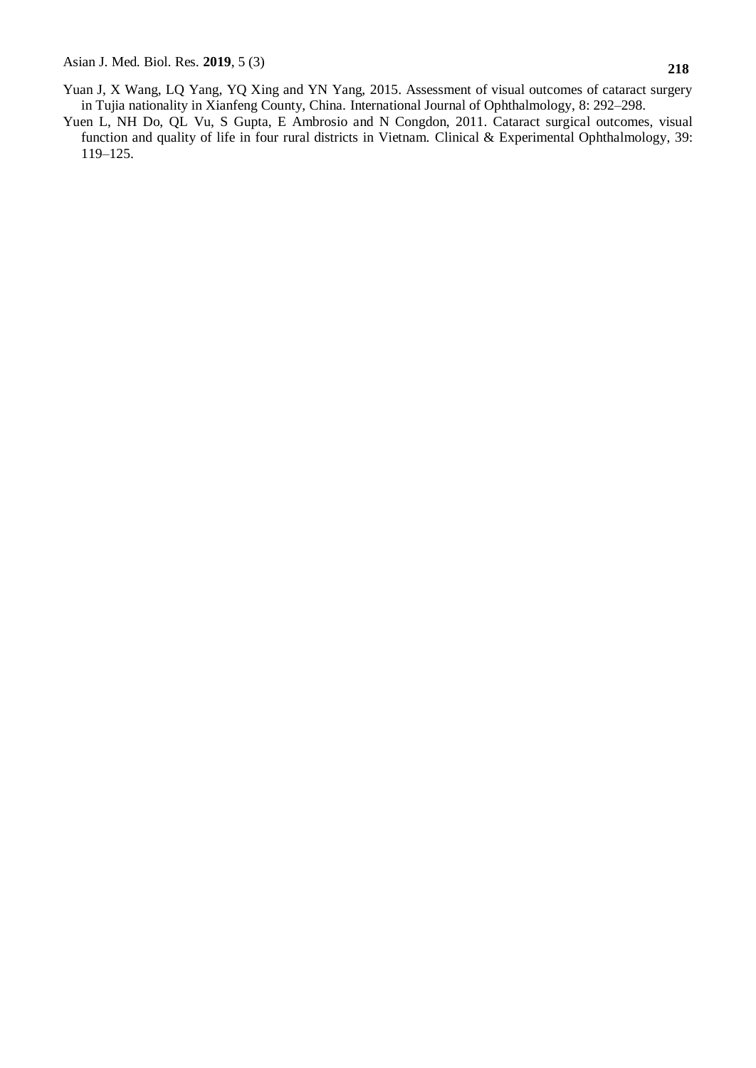Yuan J, X Wang, LQ Yang, YQ Xing and YN Yang, 2015. Assessment of visual outcomes of cataract surgery in Tujia nationality in Xianfeng County, China. International Journal of Ophthalmology, 8: 292–298.

Yuen L, NH Do, QL Vu, S Gupta, E Ambrosio and N Congdon, 2011. Cataract surgical outcomes, visual function and quality of life in four rural districts in Vietnam. Clinical & Experimental Ophthalmology, 39: 119–125.